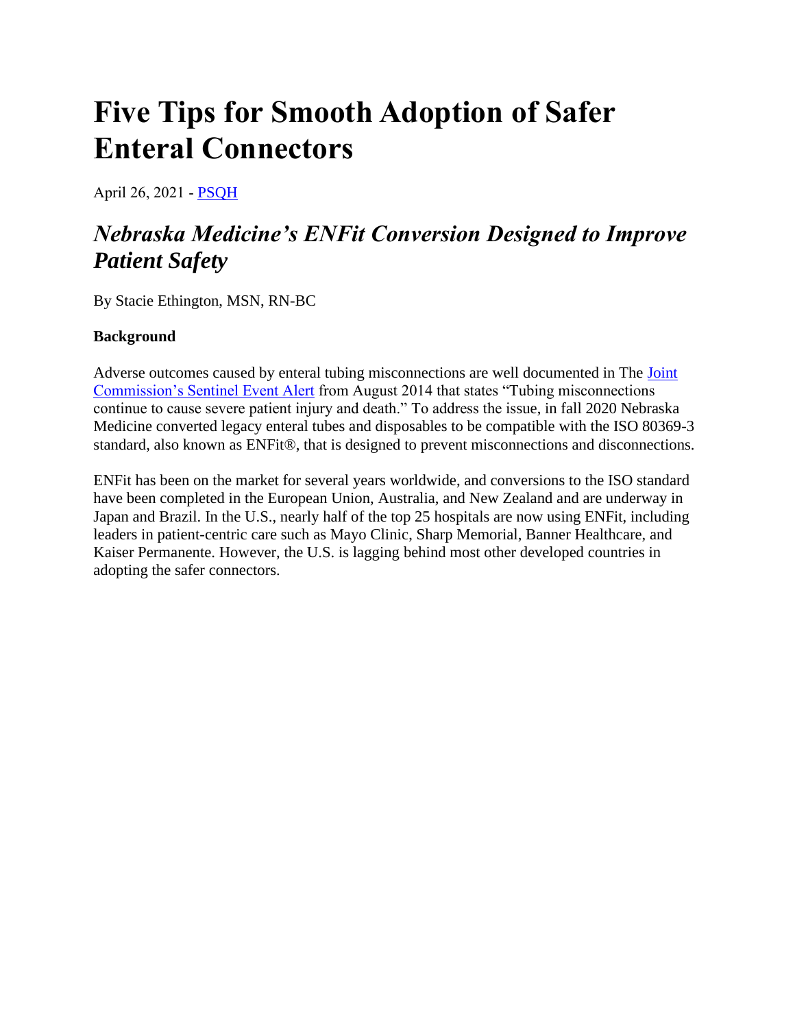# Five Tips for Smooth Adoption of Safer Enteral Connectors

April 26, 2021 - [PSQH]

## *Nebraska Medicine's ENFit Conversion Designed to Improve Patient Safety*

By Stacie Ethington, MSN, RN-BC

**Background**

Adverse outcomes caused by enteral tubing misconnections are well documented in The [Joint Commission's Sentinel Event Alert] from August 2014 that states "Tubing misconnections continue to cause severe patient injury and death." To address the issue, in fall 2020 Nebraska Medicine converted legacy enteral tubes and disposables to be compatible with the ISO 80369-3 standard, also known as ENFit®, that is designed to prevent misconnections and disconnections.

ENFit has been on the market for several years worldwide, and conversions to the ISO standard have been completed in the European Union, Australia, and New Zealand and are underway in Japan and Brazil. In the U.S., nearly half of the top 25 hospitals are now using ENFit, including leaders in patient-centric care such as Mayo Clinic, Sharp Memorial, Banner Healthcare, and Kaiser Permanente. However, the U.S. is lagging behind most other developed countries in adopting the safer connectors.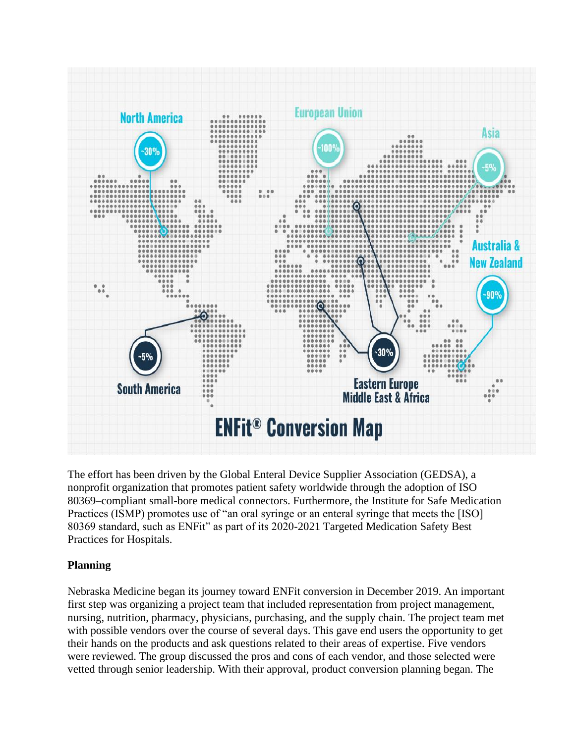The effort has been driven by the Global Enteral Device Supplier Association (GEDSA), a nonprofit organization that promotes patient safety worldwide through the adoption of ISO 80369–compliant small-bore medical connectors. Furthermore, the Institute for Safe Medication Practices (ISMP) promotes use of "an oral syringe or an enteral syringe that meets the [ISO] 80369 standard, such as ENFit" as part of its 2020-2021 Targeted Medication Safety Best Practices for Hospitals.

**Planning**

Nebraska Medicine began its journey toward ENFit conversion in December 2019. An important first step was organizing a project team that included representation from project management, nursing, nutrition, pharmacy, physicians, purchasing, and the supply chain. The project team met with possible vendors over the course of several days. This gave end users the opportunity to get their hands on the products and ask questions related to their areas of expertise. Five vendors were reviewed. The group discussed the pros and cons of each vendor, and those selected were vetted through senior leadership. With their approval, product conversion planning began. The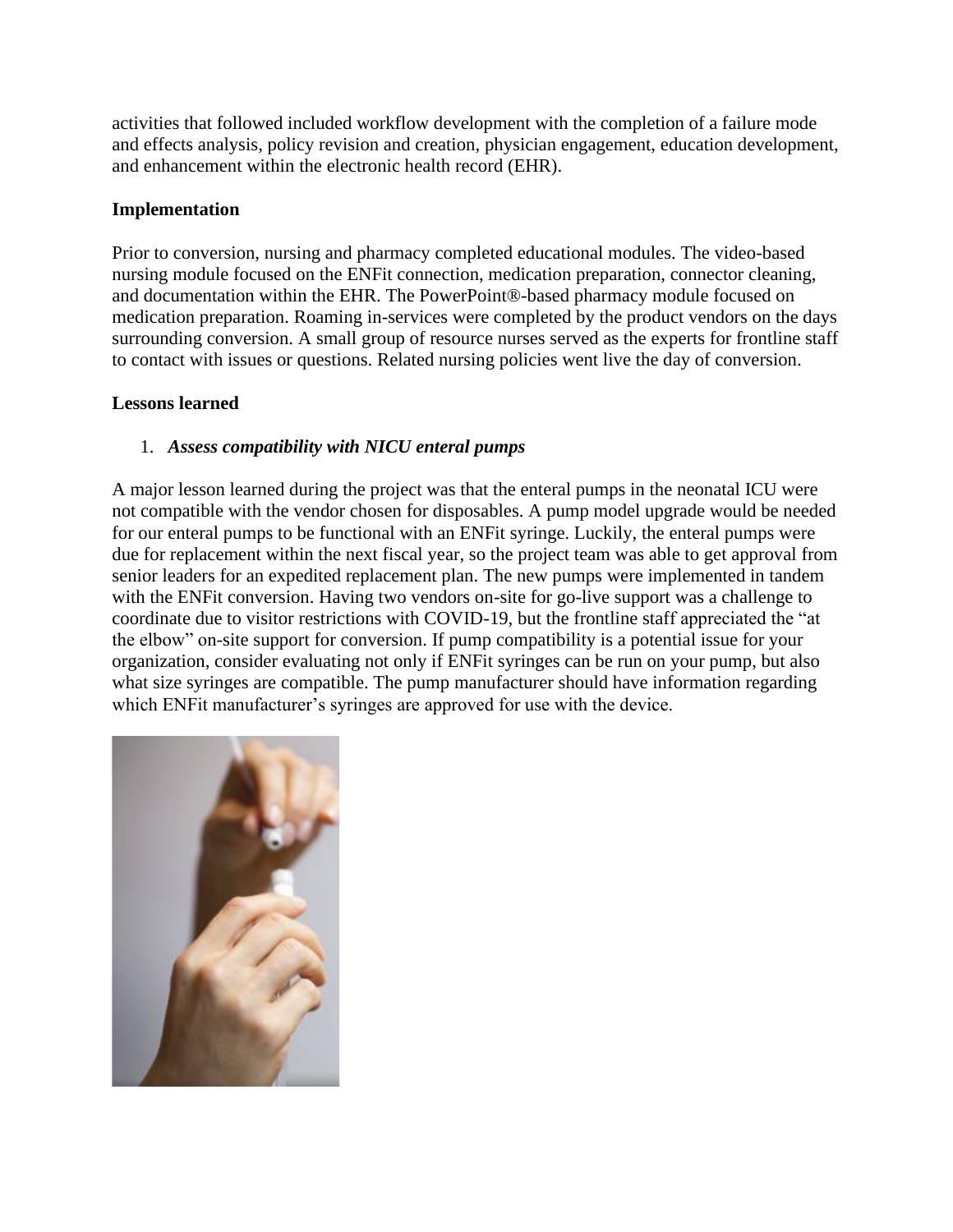activities that followed included workflow development with the completion of a failure mode and effects analysis, policy revision and creation, physician engagement, education development, and enhancement within the electronic health record (EHR).

**Implementation**

Prior to conversion, nursing and pharmacy completed educational modules. The video-based nursing module focused on the ENFit connection, medication preparation, connector cleaning, and documentation within the EHR. The PowerPoint®-based pharmacy module focused on medication preparation. Roaming in-services were completed by the product vendors on the days surrounding conversion. A small group of resource nurses served as the experts for frontline staff to contact with issues or questions. Related nursing policies went live the day of conversion.

**Lessons learned**

1. ***Assess compatibility with NICU enteral pumps***

A major lesson learned during the project was that the enteral pumps in the neonatal ICU were not compatible with the vendor chosen for disposables. A pump model upgrade would be needed for our enteral pumps to be functional with an ENFit syringe. Luckily, the enteral pumps were due for replacement within the next fiscal year, so the project team was able to get approval from senior leaders for an expedited replacement plan. The new pumps were implemented in tandem with the ENFit conversion. Having two vendors on-site for go-live support was a challenge to coordinate due to visitor restrictions with COVID-19, but the frontline staff appreciated the "at the elbow" on-site support for conversion. If pump compatibility is a potential issue for your organization, consider evaluating not only if ENFit syringes can be run on your pump, but also what size syringes are compatible. The pump manufacturer should have information regarding which ENFit manufacturer's syringes are approved for use with the device.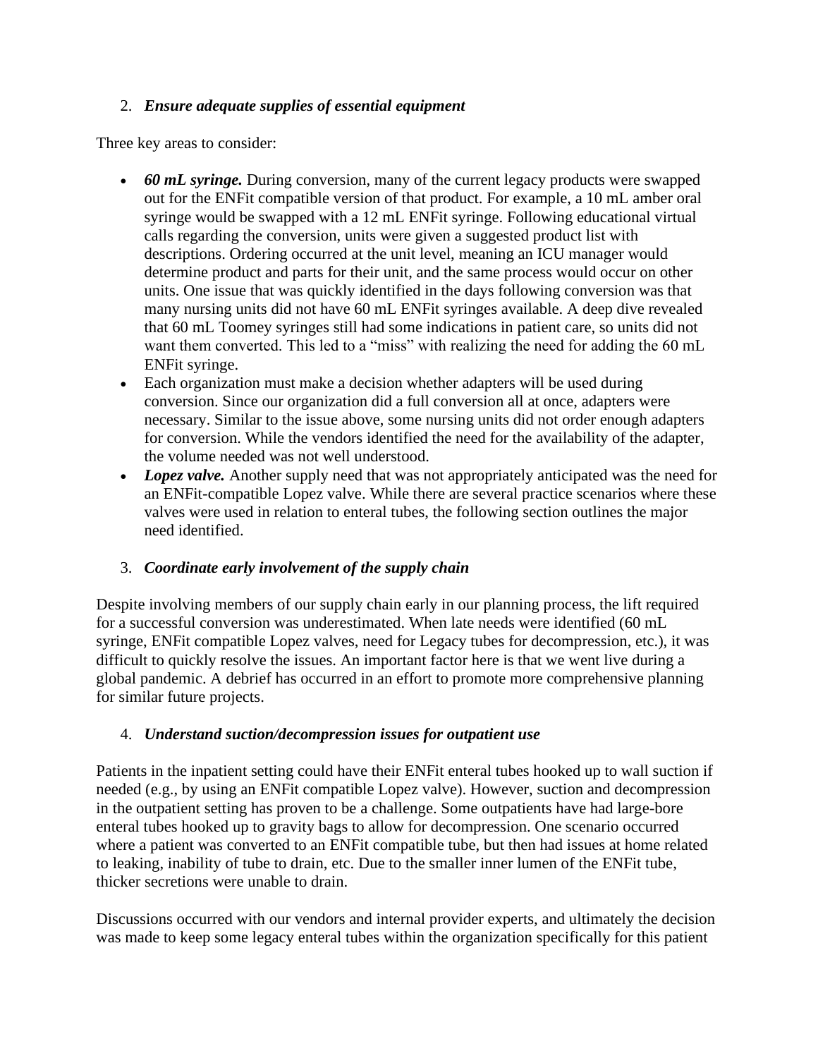2. ***Ensure adequate supplies of essential equipment***

Three key areas to consider:

- ***60 mL syringe.*** During conversion, many of the current legacy products were swapped out for the ENFit compatible version of that product. For example, a 10 mL amber oral syringe would be swapped with a 12 mL ENFit syringe. Following educational virtual calls regarding the conversion, units were given a suggested product list with descriptions. Ordering occurred at the unit level, meaning an ICU manager would determine product and parts for their unit, and the same process would occur on other units. One issue that was quickly identified in the days following conversion was that many nursing units did not have 60 mL ENFit syringes available. A deep dive revealed that 60 mL Toomey syringes still had some indications in patient care, so units did not want them converted. This led to a "miss" with realizing the need for adding the 60 mL ENFit syringe.
- Each organization must make a decision whether adapters will be used during conversion. Since our organization did a full conversion all at once, adapters were necessary. Similar to the issue above, some nursing units did not order enough adapters for conversion. While the vendors identified the need for the availability of the adapter, the volume needed was not well understood.
- ***Lopez valve.*** Another supply need that was not appropriately anticipated was the need for an ENFit-compatible Lopez valve. While there are several practice scenarios where these valves were used in relation to enteral tubes, the following section outlines the major need identified.

3. ***Coordinate early involvement of the supply chain***

Despite involving members of our supply chain early in our planning process, the lift required for a successful conversion was underestimated. When late needs were identified (60 mL syringe, ENFit compatible Lopez valves, need for Legacy tubes for decompression, etc.), it was difficult to quickly resolve the issues. An important factor here is that we went live during a global pandemic. A debrief has occurred in an effort to promote more comprehensive planning for similar future projects.

4. ***Understand suction/decompression issues for outpatient use***

Patients in the inpatient setting could have their ENFit enteral tubes hooked up to wall suction if needed (e.g., by using an ENFit compatible Lopez valve). However, suction and decompression in the outpatient setting has proven to be a challenge. Some outpatients have had large-bore enteral tubes hooked up to gravity bags to allow for decompression. One scenario occurred where a patient was converted to an ENFit compatible tube, but then had issues at home related to leaking, inability of tube to drain, etc. Due to the smaller inner lumen of the ENFit tube, thicker secretions were unable to drain.

Discussions occurred with our vendors and internal provider experts, and ultimately the decision was made to keep some legacy enteral tubes within the organization specifically for this patient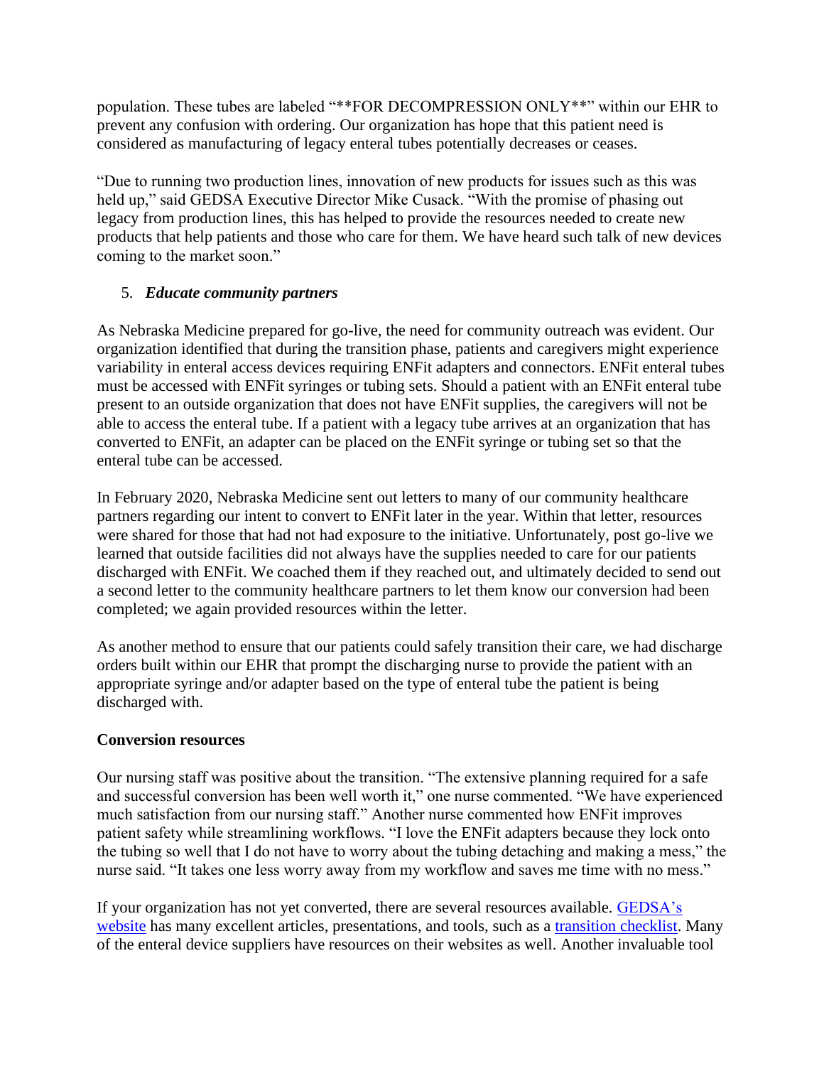population. These tubes are labeled "**FOR DECOMPRESSION ONLY**" within our EHR to prevent any confusion with ordering. Our organization has hope that this patient need is considered as manufacturing of legacy enteral tubes potentially decreases or ceases.

"Due to running two production lines, innovation of new products for issues such as this was held up," said GEDSA Executive Director Mike Cusack. "With the promise of phasing out legacy from production lines, this has helped to provide the resources needed to create new products that help patients and those who care for them. We have heard such talk of new devices coming to the market soon."

5. ***Educate community partners***

As Nebraska Medicine prepared for go-live, the need for community outreach was evident. Our organization identified that during the transition phase, patients and caregivers might experience variability in enteral access devices requiring ENFit adapters and connectors. ENFit enteral tubes must be accessed with ENFit syringes or tubing sets. Should a patient with an ENFit enteral tube present to an outside organization that does not have ENFit supplies, the caregivers will not be able to access the enteral tube. If a patient with a legacy tube arrives at an organization that has converted to ENFit, an adapter can be placed on the ENFit syringe or tubing set so that the enteral tube can be accessed.

In February 2020, Nebraska Medicine sent out letters to many of our community healthcare partners regarding our intent to convert to ENFit later in the year. Within that letter, resources were shared for those that had not had exposure to the initiative. Unfortunately, post go-live we learned that outside facilities did not always have the supplies needed to care for our patients discharged with ENFit. We coached them if they reached out, and ultimately decided to send out a second letter to the community healthcare partners to let them know our conversion had been completed; we again provided resources within the letter.

As another method to ensure that our patients could safely transition their care, we had discharge orders built within our EHR that prompt the discharging nurse to provide the patient with an appropriate syringe and/or adapter based on the type of enteral tube the patient is being discharged with.

**Conversion resources**

Our nursing staff was positive about the transition. "The extensive planning required for a safe and successful conversion has been well worth it," one nurse commented. "We have experienced much satisfaction from our nursing staff." Another nurse commented how ENFit improves patient safety while streamlining workflows. "I love the ENFit adapters because they lock onto the tubing so well that I do not have to worry about the tubing detaching and making a mess," the nurse said. "It takes one less worry away from my workflow and saves me time with no mess."

If your organization has not yet converted, there are several resources available. GEDSA's website has many excellent articles, presentations, and tools, such as a transition checklist. Many of the enteral device suppliers have resources on their websites as well. Another invaluable tool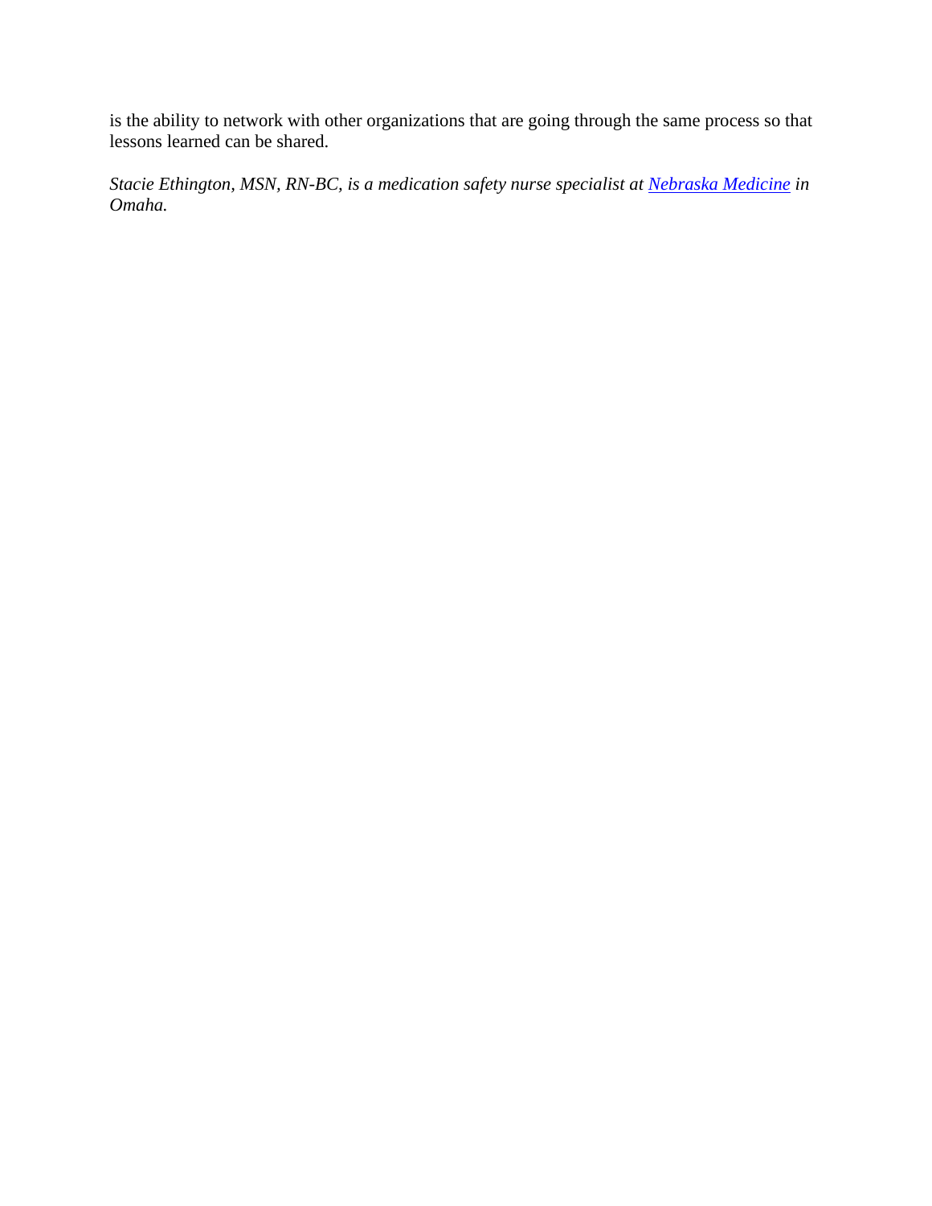is the ability to network with other organizations that are going through the same process so that lessons learned can be shared.

*Stacie Ethington, MSN, RN-BC, is a medication safety nurse specialist at [Nebraska Medicine](Nebraska Medicine) in Omaha.*